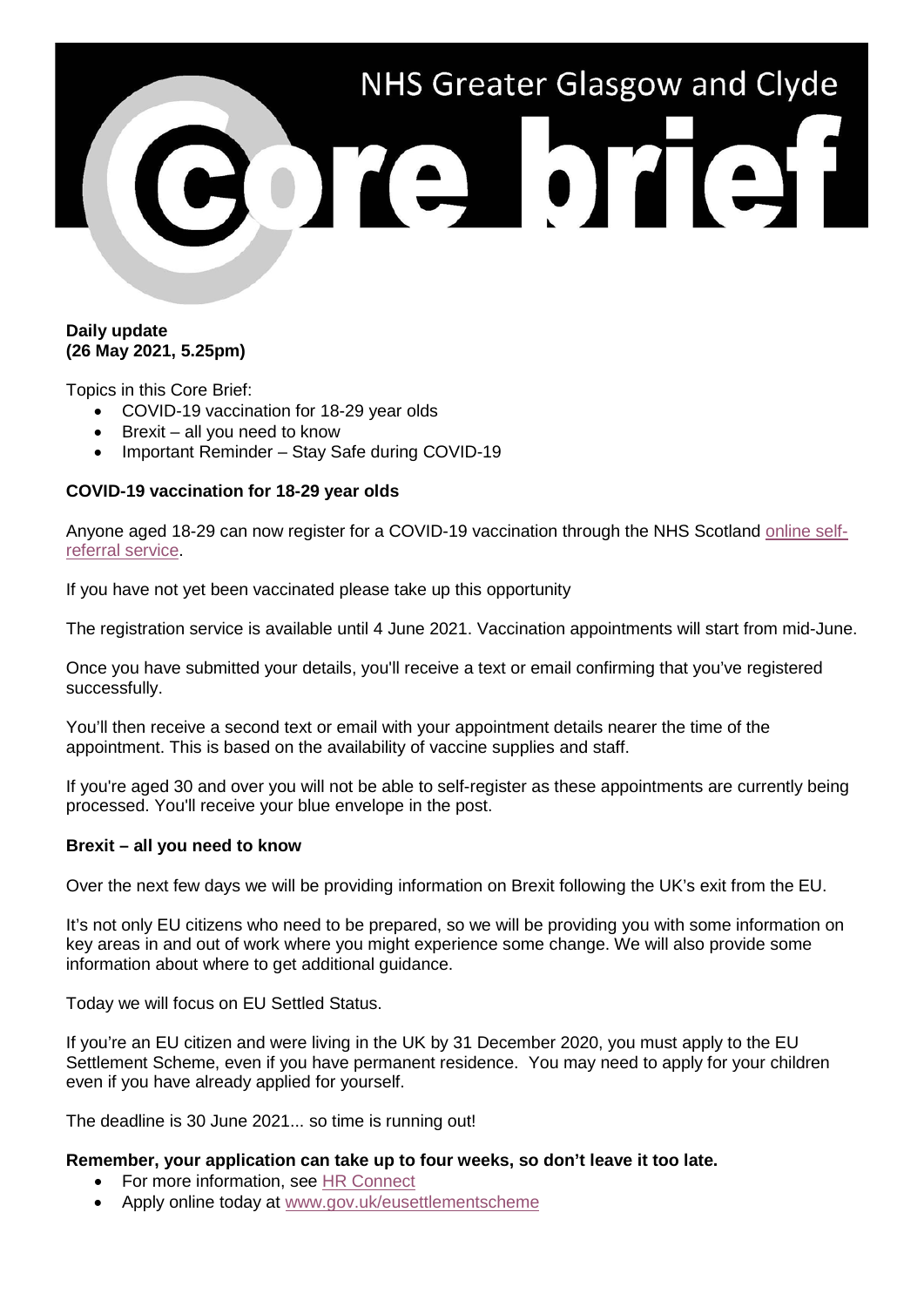# NHS Greater Glasgow and Clyde Core brief

**Daily update**
**(26 May 2021, 5.25pm)**

Topics in this Core Brief:

- COVID-19 vaccination for 18-29 year olds
- Brexit – all you need to know
- Important Reminder – Stay Safe during COVID-19

**COVID-19 vaccination for 18-29 year olds**

Anyone aged 18-29 can now register for a COVID-19 vaccination through the NHS Scotland online self-referral service.

If you have not yet been vaccinated please take up this opportunity

The registration service is available until 4 June 2021. Vaccination appointments will start from mid-June.

Once you have submitted your details, you'll receive a text or email confirming that you've registered successfully.

You'll then receive a second text or email with your appointment details nearer the time of the appointment. This is based on the availability of vaccine supplies and staff.

If you're aged 30 and over you will not be able to self-register as these appointments are currently being processed. You'll receive your blue envelope in the post.

**Brexit – all you need to know**

Over the next few days we will be providing information on Brexit following the UK's exit from the EU.

It's not only EU citizens who need to be prepared, so we will be providing you with some information on key areas in and out of work where you might experience some change. We will also provide some information about where to get additional guidance.

Today we will focus on EU Settled Status.

If you're an EU citizen and were living in the UK by 31 December 2020, you must apply to the EU Settlement Scheme, even if you have permanent residence. You may need to apply for your children even if you have already applied for yourself.

The deadline is 30 June 2021... so time is running out!

**Remember, your application can take up to four weeks, so don't leave it too late.**

- For more information, see HR Connect
- Apply online today at www.gov.uk/eusettlementscheme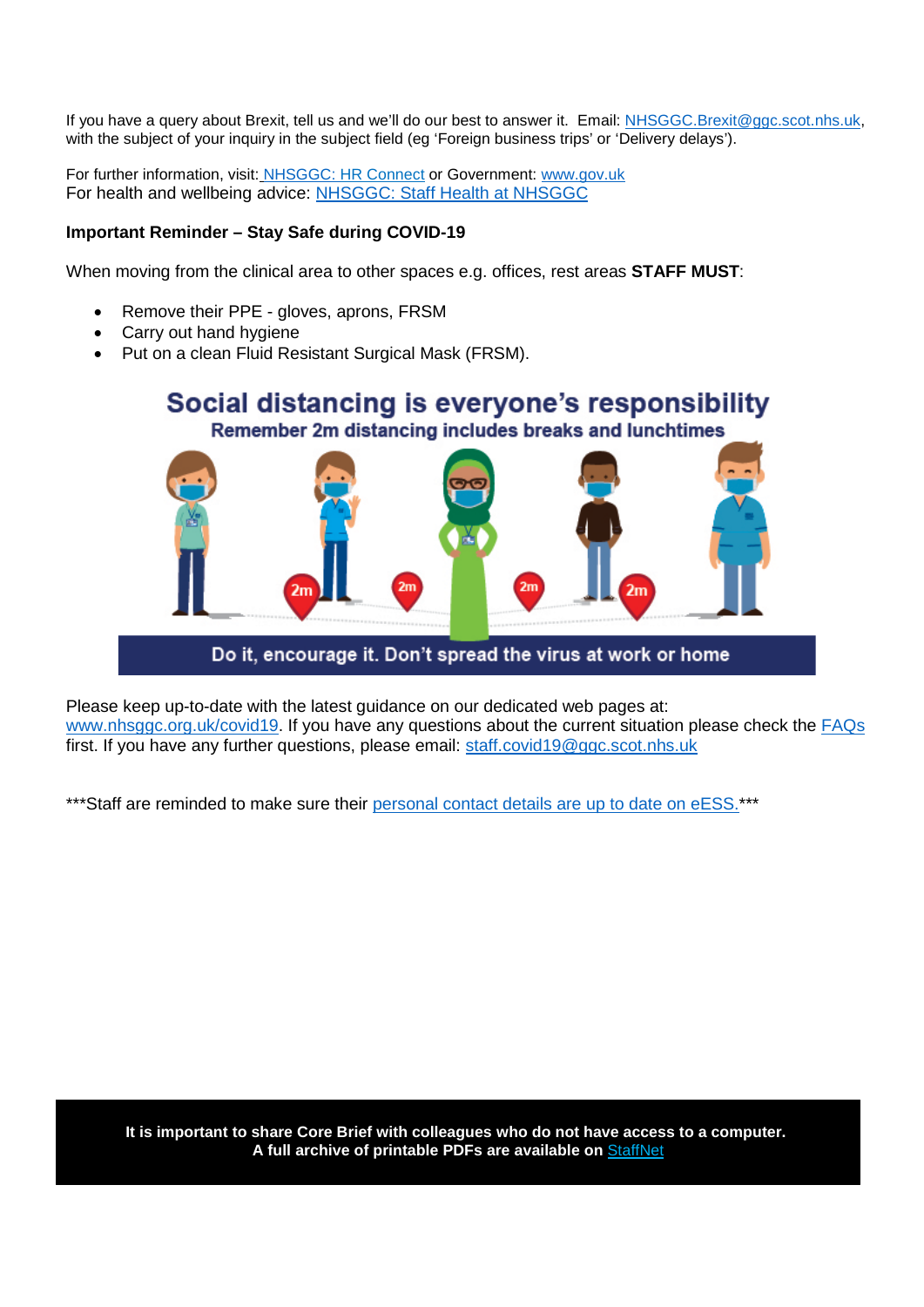If you have a query about Brexit, tell us and we'll do our best to answer it. Email: NHSGGC.Brexit@ggc.scot.nhs.uk, with the subject of your inquiry in the subject field (eg 'Foreign business trips' or 'Delivery delays').

For further information, visit: NHSGGC: HR Connect or Government: www.gov.uk
For health and wellbeing advice: NHSGGC: Staff Health at NHSGGC

**Important Reminder – Stay Safe during COVID-19**

When moving from the clinical area to other spaces e.g. offices, rest areas **STAFF MUST**:

- Remove their PPE - gloves, aprons, FRSM
- Carry out hand hygiene
- Put on a clean Fluid Resistant Surgical Mask (FRSM).

Social distancing is everyone's responsibility
Remember 2m distancing includes breaks and lunchtimes
2m
2m
2m
2m
Do it, encourage it. Don't spread the virus at work or home

Please keep up-to-date with the latest guidance on our dedicated web pages at: www.nhsggc.org.uk/covid19. If you have any questions about the current situation please check the FAQs first. If you have any further questions, please email: staff.covid19@ggc.scot.nhs.uk

***Staff are reminded to make sure their personal contact details are up to date on eESS.***

**It is important to share Core Brief with colleagues who do not have access to a computer.**
**A full archive of printable PDFs are available on StaffNet**